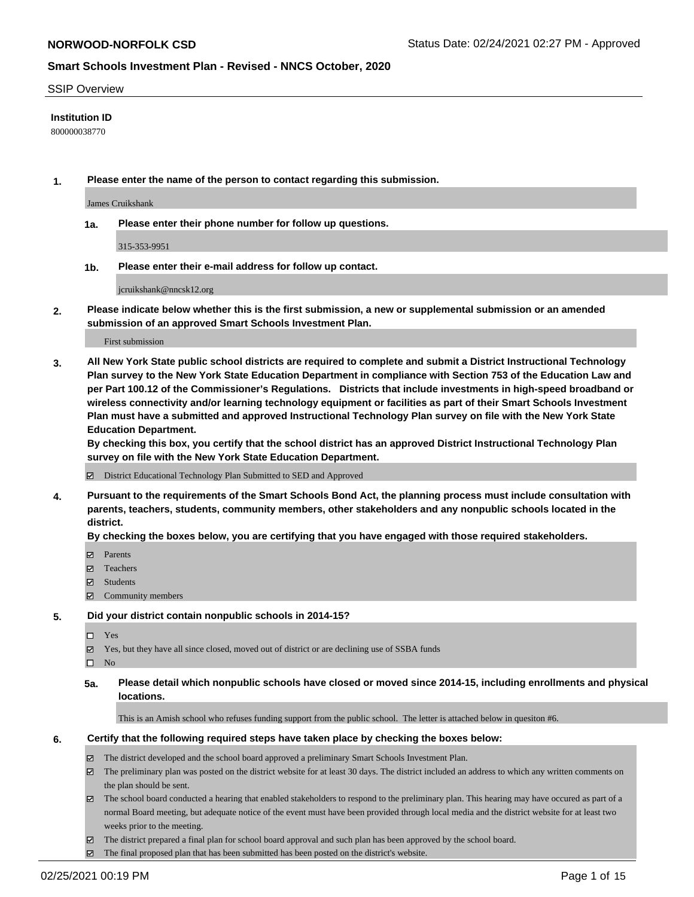## SSIP Overview

**Institution ID**

800000038770

**1. Please enter the name of the person to contact regarding this submission.**

James Cruikshank

**1a. Please enter their phone number for follow up questions.**

315-353-9951

**1b. Please enter their e-mail address for follow up contact.**

jcruikshank@nncsk12.org

**2. Please indicate below whether this is the first submission, a new or supplemental submission or an amended submission of an approved Smart Schools Investment Plan.**

First submission

**3. All New York State public school districts are required to complete and submit a District Instructional Technology Plan survey to the New York State Education Department in compliance with Section 753 of the Education Law and per Part 100.12 of the Commissioner's Regulations. Districts that include investments in high-speed broadband or wireless connectivity and/or learning technology equipment or facilities as part of their Smart Schools Investment Plan must have a submitted and approved Instructional Technology Plan survey on file with the New York State Education Department.**
**By checking this box, you certify that the school district has an approved District Instructional Technology Plan survey on file with the New York State Education Department.**

☑ District Educational Technology Plan Submitted to SED and Approved

**4. Pursuant to the requirements of the Smart Schools Bond Act, the planning process must include consultation with parents, teachers, students, community members, other stakeholders and any nonpublic schools located in the district.**
**By checking the boxes below, you are certifying that you have engaged with those required stakeholders.**

☑ Parents
☑ Teachers
☑ Students
☑ Community members

**5. Did your district contain nonpublic schools in 2014-15?**

☐ Yes
☑ Yes, but they have all since closed, moved out of district or are declining use of SSBA funds
☐ No

**5a. Please detail which nonpublic schools have closed or moved since 2014-15, including enrollments and physical locations.**

This is an Amish school who refuses funding support from the public school. The letter is attached below in quesiton #6.

**6. Certify that the following required steps have taken place by checking the boxes below:**

☑ The district developed and the school board approved a preliminary Smart Schools Investment Plan.
☑ The preliminary plan was posted on the district website for at least 30 days. The district included an address to which any written comments on the plan should be sent.
☑ The school board conducted a hearing that enabled stakeholders to respond to the preliminary plan. This hearing may have occured as part of a normal Board meeting, but adequate notice of the event must have been provided through local media and the district website for at least two weeks prior to the meeting.
☑ The district prepared a final plan for school board approval and such plan has been approved by the school board.
☑ The final proposed plan that has been submitted has been posted on the district's website.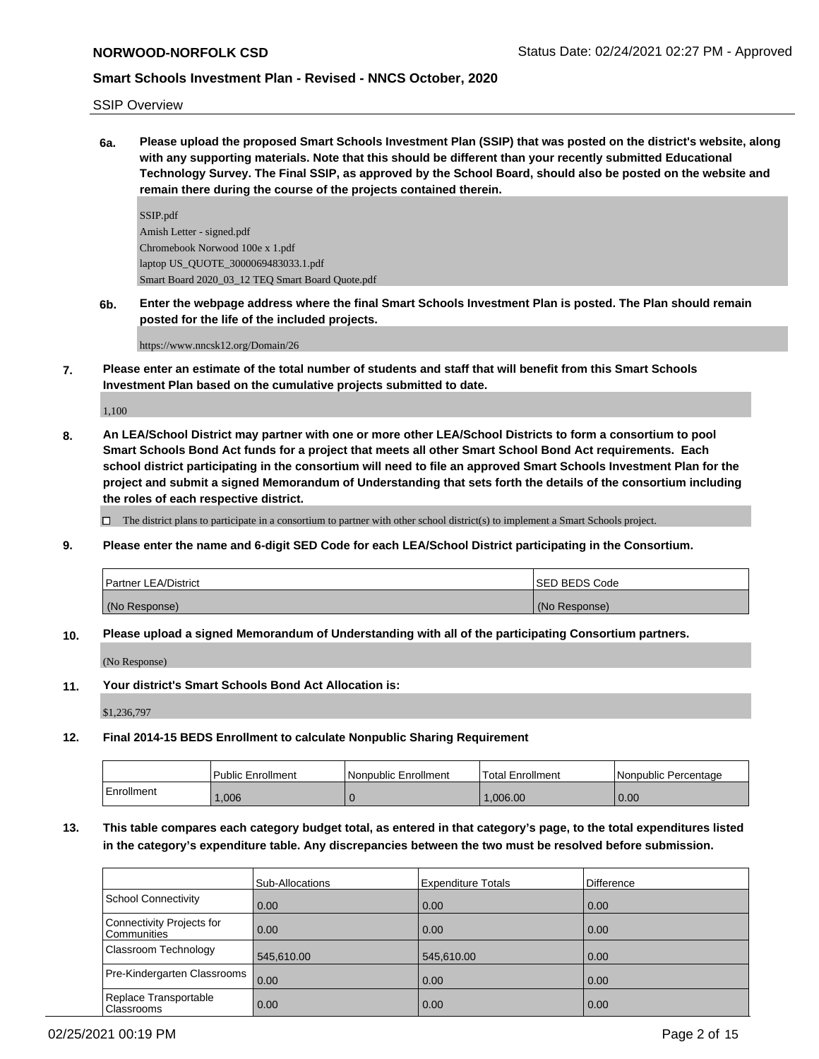SSIP Overview

**6a.** **Please upload the proposed Smart Schools Investment Plan (SSIP) that was posted on the district's website, along with any supporting materials. Note that this should be different than your recently submitted Educational Technology Survey. The Final SSIP, as approved by the School Board, should also be posted on the website and remain there during the course of the projects contained therein.**

SSIP.pdf
Amish Letter - signed.pdf
Chromebook Norwood 100e x 1.pdf
laptop US_QUOTE_3000069483033.1.pdf
Smart Board 2020_03_12 TEQ Smart Board Quote.pdf

**6b.** **Enter the webpage address where the final Smart Schools Investment Plan is posted. The Plan should remain posted for the life of the included projects.**

https://www.nncsk12.org/Domain/26

**7.** **Please enter an estimate of the total number of students and staff that will benefit from this Smart Schools Investment Plan based on the cumulative projects submitted to date.**

1,100

**8.** **An LEA/School District may partner with one or more other LEA/School Districts to form a consortium to pool Smart Schools Bond Act funds for a project that meets all other Smart School Bond Act requirements. Each school district participating in the consortium will need to file an approved Smart Schools Investment Plan for the project and submit a signed Memorandum of Understanding that sets forth the details of the consortium including the roles of each respective district.**

☐ The district plans to participate in a consortium to partner with other school district(s) to implement a Smart Schools project.

**9.** **Please enter the name and 6-digit SED Code for each LEA/School District participating in the Consortium.**

| Partner LEA/District | SED BEDS Code |
|---|---|
| (No Response) | (No Response) |

**10.** **Please upload a signed Memorandum of Understanding with all of the participating Consortium partners.**

(No Response)

**11.** **Your district's Smart Schools Bond Act Allocation is:**

$1,236,797

**12.** **Final 2014-15 BEDS Enrollment to calculate Nonpublic Sharing Requirement**

| | Public Enrollment | Nonpublic Enrollment | Total Enrollment | Nonpublic Percentage |
|---|---|---|---|---|
| Enrollment | 1,006 | 0 | 1,006.00 | 0.00 |

**13.** **This table compares each category budget total, as entered in that category's page, to the total expenditures listed in the category's expenditure table. Any discrepancies between the two must be resolved before submission.**

| | Sub-Allocations | Expenditure Totals | Difference |
|---|---|---|---|
| School Connectivity | 0.00 | 0.00 | 0.00 |
| Connectivity Projects for Communities | 0.00 | 0.00 | 0.00 |
| Classroom Technology | 545,610.00 | 545,610.00 | 0.00 |
| Pre-Kindergarten Classrooms | 0.00 | 0.00 | 0.00 |
| Replace Transportable Classrooms | 0.00 | 0.00 | 0.00 |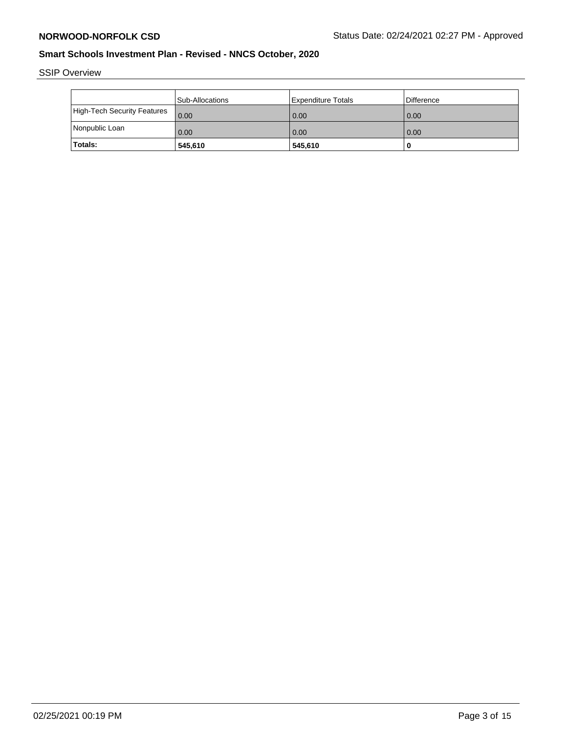SSIP Overview

| | Sub-Allocations | Expenditure Totals | Difference |
|---|---|---|---|
| High-Tech Security Features | 0.00 | 0.00 | 0.00 |
| Nonpublic Loan | 0.00 | 0.00 | 0.00 |
| **Totals:** | **545,610** | **545,610** | **0** |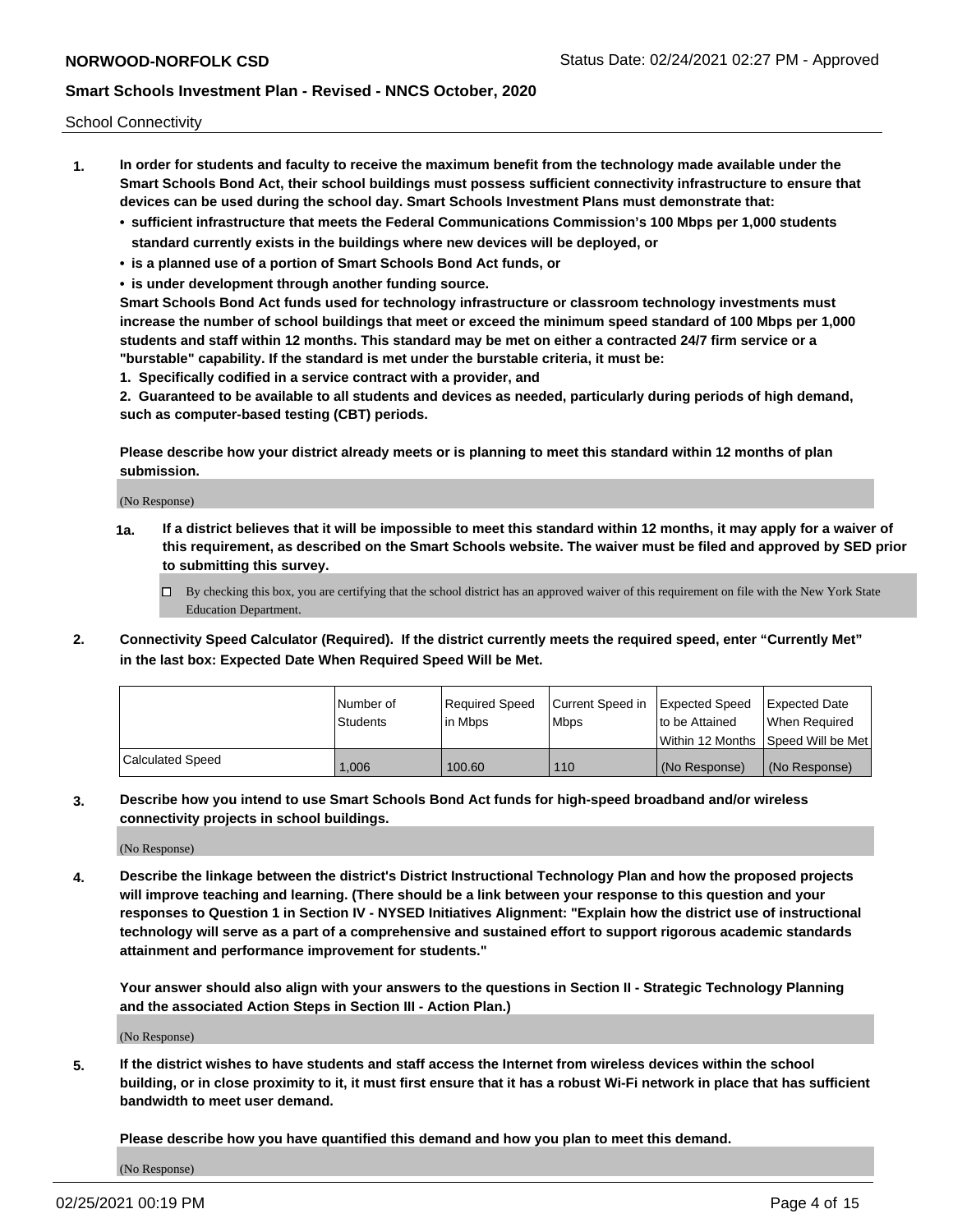School Connectivity

1. **In order for students and faculty to receive the maximum benefit from the technology made available under the Smart Schools Bond Act, their school buildings must possess sufficient connectivity infrastructure to ensure that devices can be used during the school day. Smart Schools Investment Plans must demonstrate that:**
   - **sufficient infrastructure that meets the Federal Communications Commission's 100 Mbps per 1,000 students standard currently exists in the buildings where new devices will be deployed, or**
   - **is a planned use of a portion of Smart Schools Bond Act funds, or**
   - **is under development through another funding source.**

   **Smart Schools Bond Act funds used for technology infrastructure or classroom technology investments must increase the number of school buildings that meet or exceed the minimum speed standard of 100 Mbps per 1,000 students and staff within 12 months. This standard may be met on either a contracted 24/7 firm service or a "burstable" capability. If the standard is met under the burstable criteria, it must be:**

   **1. Specifically codified in a service contract with a provider, and**

   **2. Guaranteed to be available to all students and devices as needed, particularly during periods of high demand, such as computer-based testing (CBT) periods.**

   **Please describe how your district already meets or is planning to meet this standard within 12 months of plan submission.**

   (No Response)

   **1a. If a district believes that it will be impossible to meet this standard within 12 months, it may apply for a waiver of this requirement, as described on the Smart Schools website. The waiver must be filed and approved by SED prior to submitting this survey.**

   ☐ By checking this box, you are certifying that the school district has an approved waiver of this requirement on file with the New York State Education Department.

2. **Connectivity Speed Calculator (Required). If the district currently meets the required speed, enter "Currently Met" in the last box: Expected Date When Required Speed Will be Met.**

| | Number of Students | Required Speed in Mbps | Current Speed in Mbps | Expected Speed to be Attained Within 12 Months | Expected Date When Required Speed Will be Met |
|---|---|---|---|---|---|
| Calculated Speed | 1,006 | 100.60 | 110 | (No Response) | (No Response) |

3. **Describe how you intend to use Smart Schools Bond Act funds for high-speed broadband and/or wireless connectivity projects in school buildings.**

   (No Response)

4. **Describe the linkage between the district's District Instructional Technology Plan and how the proposed projects will improve teaching and learning. (There should be a link between your response to this question and your responses to Question 1 in Section IV - NYSED Initiatives Alignment: "Explain how the district use of instructional technology will serve as a part of a comprehensive and sustained effort to support rigorous academic standards attainment and performance improvement for students."**

   **Your answer should also align with your answers to the questions in Section II - Strategic Technology Planning and the associated Action Steps in Section III - Action Plan.)**

   (No Response)

5. **If the district wishes to have students and staff access the Internet from wireless devices within the school building, or in close proximity to it, it must first ensure that it has a robust Wi-Fi network in place that has sufficient bandwidth to meet user demand.**

   **Please describe how you have quantified this demand and how you plan to meet this demand.**

   (No Response)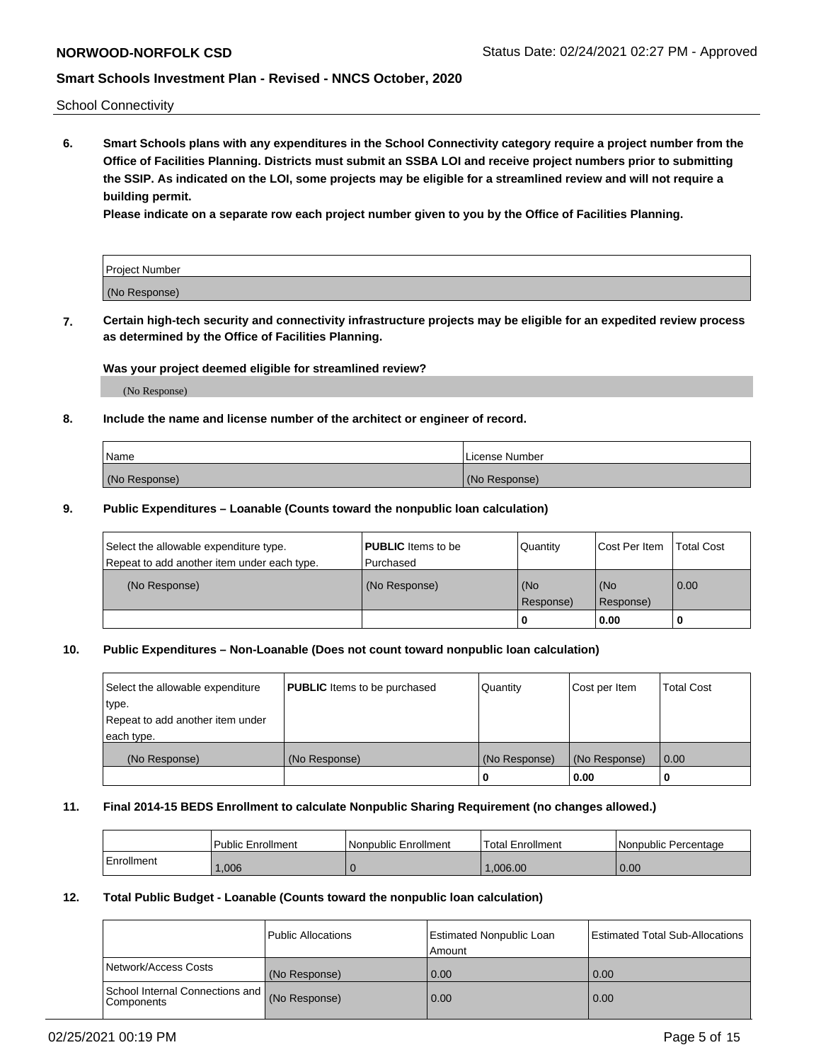School Connectivity

**6. Smart Schools plans with any expenditures in the School Connectivity category require a project number from the Office of Facilities Planning. Districts must submit an SSBA LOI and receive project numbers prior to submitting the SSIP. As indicated on the LOI, some projects may be eligible for a streamlined review and will not require a building permit.**

**Please indicate on a separate row each project number given to you by the Office of Facilities Planning.**

| Project Number |
|---|
| (No Response) |

**7. Certain high-tech security and connectivity infrastructure projects may be eligible for an expedited review process as determined by the Office of Facilities Planning.**

**Was your project deemed eligible for streamlined review?**

(No Response)

**8. Include the name and license number of the architect or engineer of record.**

| Name | License Number |
|---|---|
| (No Response) | (No Response) |

**9. Public Expenditures – Loanable (Counts toward the nonpublic loan calculation)**

| Select the allowable expenditure type. Repeat to add another item under each type. | **PUBLIC** Items to be Purchased | Quantity | Cost Per Item | Total Cost |
|---|---|---|---|---|
| (No Response) | (No Response) | (No Response) | (No Response) | 0.00 |
| | | 0 | 0.00 | 0 |

**10. Public Expenditures – Non-Loanable (Does not count toward nonpublic loan calculation)**

| Select the allowable expenditure type. Repeat to add another item under each type. | **PUBLIC** Items to be purchased | Quantity | Cost per Item | Total Cost |
|---|---|---|---|---|
| (No Response) | (No Response) | (No Response) | (No Response) | 0.00 |
| | | 0 | 0.00 | 0 |

**11. Final 2014-15 BEDS Enrollment to calculate Nonpublic Sharing Requirement (no changes allowed.)**

| | Public Enrollment | Nonpublic Enrollment | Total Enrollment | Nonpublic Percentage |
|---|---|---|---|---|
| Enrollment | 1,006 | 0 | 1,006.00 | 0.00 |

**12. Total Public Budget - Loanable (Counts toward the nonpublic loan calculation)**

| | Public Allocations | Estimated Nonpublic Loan Amount | Estimated Total Sub-Allocations |
|---|---|---|---|
| Network/Access Costs | (No Response) | 0.00 | 0.00 |
| School Internal Connections and Components | (No Response) | 0.00 | 0.00 |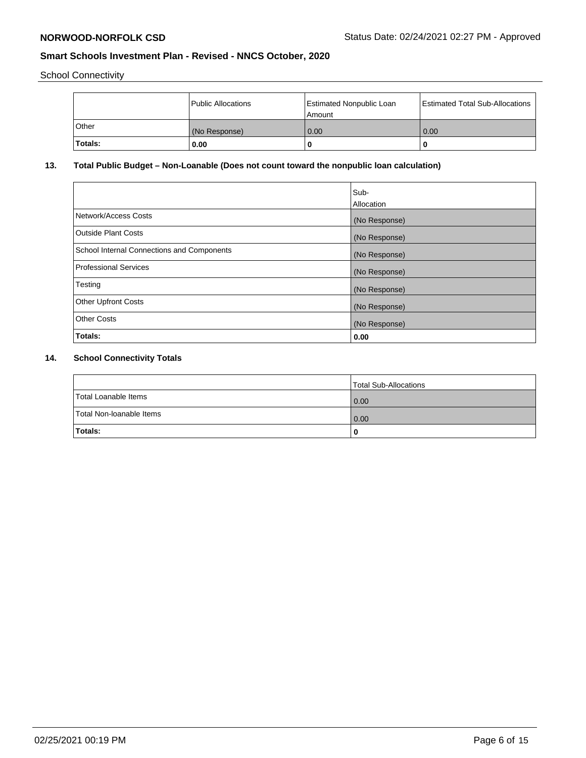School Connectivity

| | Public Allocations | Estimated Nonpublic Loan Amount | Estimated Total Sub-Allocations |
|---|---|---|---|
| Other | (No Response) | 0.00 | 0.00 |
| **Totals:** | **0.00** | **0** | **0** |

## 13. Total Public Budget – Non-Loanable (Does not count toward the nonpublic loan calculation)

| | Sub-Allocation |
|---|---|
| Network/Access Costs | (No Response) |
| Outside Plant Costs | (No Response) |
| School Internal Connections and Components | (No Response) |
| Professional Services | (No Response) |
| Testing | (No Response) |
| Other Upfront Costs | (No Response) |
| Other Costs | (No Response) |
| **Totals:** | **0.00** |

## 14. School Connectivity Totals

| | Total Sub-Allocations |
|---|---|
| Total Loanable Items | 0.00 |
| Total Non-loanable Items | 0.00 |
| **Totals:** | **0** |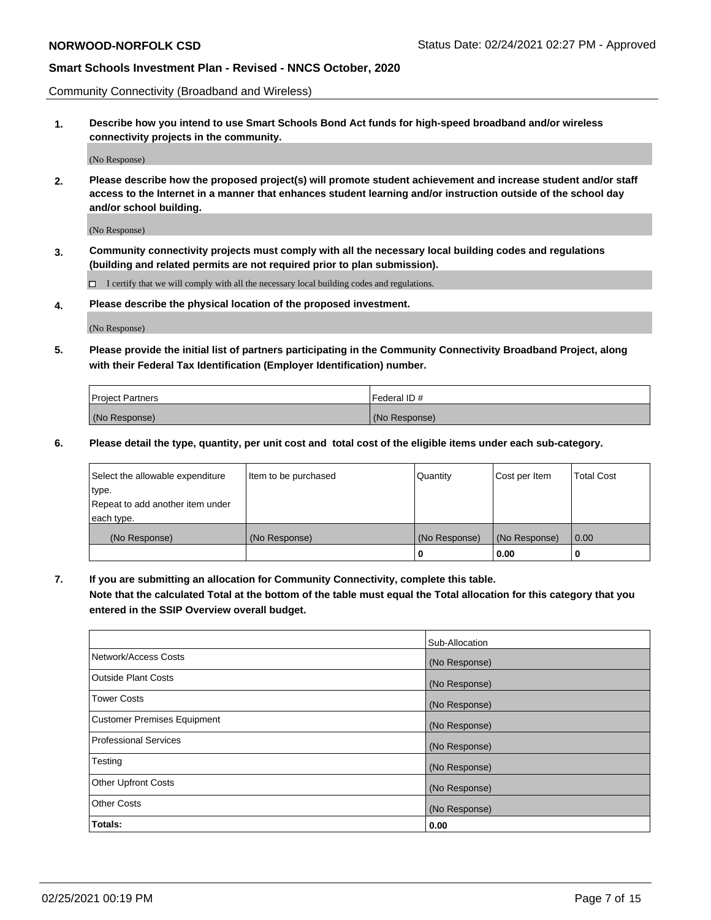Community Connectivity (Broadband and Wireless)

**1. Describe how you intend to use Smart Schools Bond Act funds for high-speed broadband and/or wireless connectivity projects in the community.**

(No Response)

**2. Please describe how the proposed project(s) will promote student achievement and increase student and/or staff access to the Internet in a manner that enhances student learning and/or instruction outside of the school day and/or school building.**

(No Response)

**3. Community connectivity projects must comply with all the necessary local building codes and regulations (building and related permits are not required prior to plan submission).**

☐ I certify that we will comply with all the necessary local building codes and regulations.

**4. Please describe the physical location of the proposed investment.**

(No Response)

**5. Please provide the initial list of partners participating in the Community Connectivity Broadband Project, along with their Federal Tax Identification (Employer Identification) number.**

| Project Partners | Federal ID # |
|---|---|
| (No Response) | (No Response) |

**6. Please detail the type, quantity, per unit cost and total cost of the eligible items under each sub-category.**

| Select the allowable expenditure type. Repeat to add another item under each type. | Item to be purchased | Quantity | Cost per Item | Total Cost |
|---|---|---|---|---|
| (No Response) | (No Response) | (No Response) | (No Response) | 0.00 |
| | | **0** | **0.00** | **0** |

**7. If you are submitting an allocation for Community Connectivity, complete this table. Note that the calculated Total at the bottom of the table must equal the Total allocation for this category that you entered in the SSIP Overview overall budget.**

| | Sub-Allocation |
|---|---|
| Network/Access Costs | (No Response) |
| Outside Plant Costs | (No Response) |
| Tower Costs | (No Response) |
| Customer Premises Equipment | (No Response) |
| Professional Services | (No Response) |
| Testing | (No Response) |
| Other Upfront Costs | (No Response) |
| Other Costs | (No Response) |
| **Totals:** | **0.00** |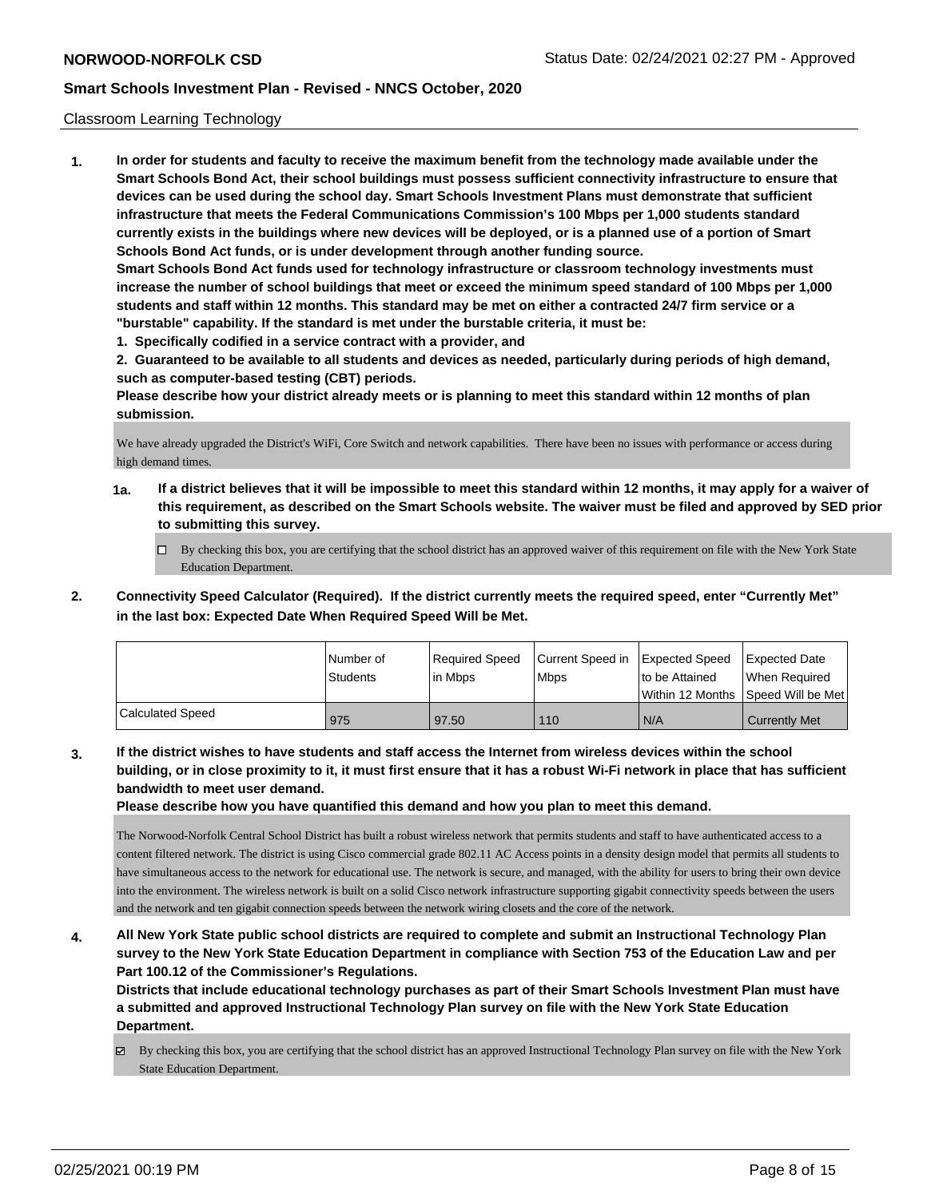Classroom Learning Technology

1. **In order for students and faculty to receive the maximum benefit from the technology made available under the Smart Schools Bond Act, their school buildings must possess sufficient connectivity infrastructure to ensure that devices can be used during the school day. Smart Schools Investment Plans must demonstrate that sufficient infrastructure that meets the Federal Communications Commission's 100 Mbps per 1,000 students standard currently exists in the buildings where new devices will be deployed, or is a planned use of a portion of Smart Schools Bond Act funds, or is under development through another funding source.**

   **Smart Schools Bond Act funds used for technology infrastructure or classroom technology investments must increase the number of school buildings that meet or exceed the minimum speed standard of 100 Mbps per 1,000 students and staff within 12 months. This standard may be met on either a contracted 24/7 firm service or a "burstable" capability. If the standard is met under the burstable criteria, it must be:**

   **1. Specifically codified in a service contract with a provider, and**

   **2. Guaranteed to be available to all students and devices as needed, particularly during periods of high demand, such as computer-based testing (CBT) periods.**

   **Please describe how your district already meets or is planning to meet this standard within 12 months of plan submission.**

   We have already upgraded the District's WiFi, Core Switch and network capabilities. There have been no issues with performance or access during high demand times.

   **1a. If a district believes that it will be impossible to meet this standard within 12 months, it may apply for a waiver of this requirement, as described on the Smart Schools website. The waiver must be filed and approved by SED prior to submitting this survey.**

   ☐ By checking this box, you are certifying that the school district has an approved waiver of this requirement on file with the New York State Education Department.

2. **Connectivity Speed Calculator (Required). If the district currently meets the required speed, enter "Currently Met" in the last box: Expected Date When Required Speed Will be Met.**

| | Number of Students | Required Speed in Mbps | Current Speed in Mbps | Expected Speed to be Attained Within 12 Months | Expected Date When Required Speed Will be Met |
|---|---|---|---|---|---|
| Calculated Speed | 975 | 97.50 | 110 | N/A | Currently Met |

3. **If the district wishes to have students and staff access the Internet from wireless devices within the school building, or in close proximity to it, it must first ensure that it has a robust Wi-Fi network in place that has sufficient bandwidth to meet user demand.**

   **Please describe how you have quantified this demand and how you plan to meet this demand.**

   The Norwood-Norfolk Central School District has built a robust wireless network that permits students and staff to have authenticated access to a content filtered network. The district is using Cisco commercial grade 802.11 AC Access points in a density design model that permits all students to have simultaneous access to the network for educational use. The network is secure, and managed, with the ability for users to bring their own device into the environment. The wireless network is built on a solid Cisco network infrastructure supporting gigabit connectivity speeds between the users and the network and ten gigabit connection speeds between the network wiring closets and the core of the network.

4. **All New York State public school districts are required to complete and submit an Instructional Technology Plan survey to the New York State Education Department in compliance with Section 753 of the Education Law and per Part 100.12 of the Commissioner's Regulations.**

   **Districts that include educational technology purchases as part of their Smart Schools Investment Plan must have a submitted and approved Instructional Technology Plan survey on file with the New York State Education Department.**

   ☑ By checking this box, you are certifying that the school district has an approved Instructional Technology Plan survey on file with the New York State Education Department.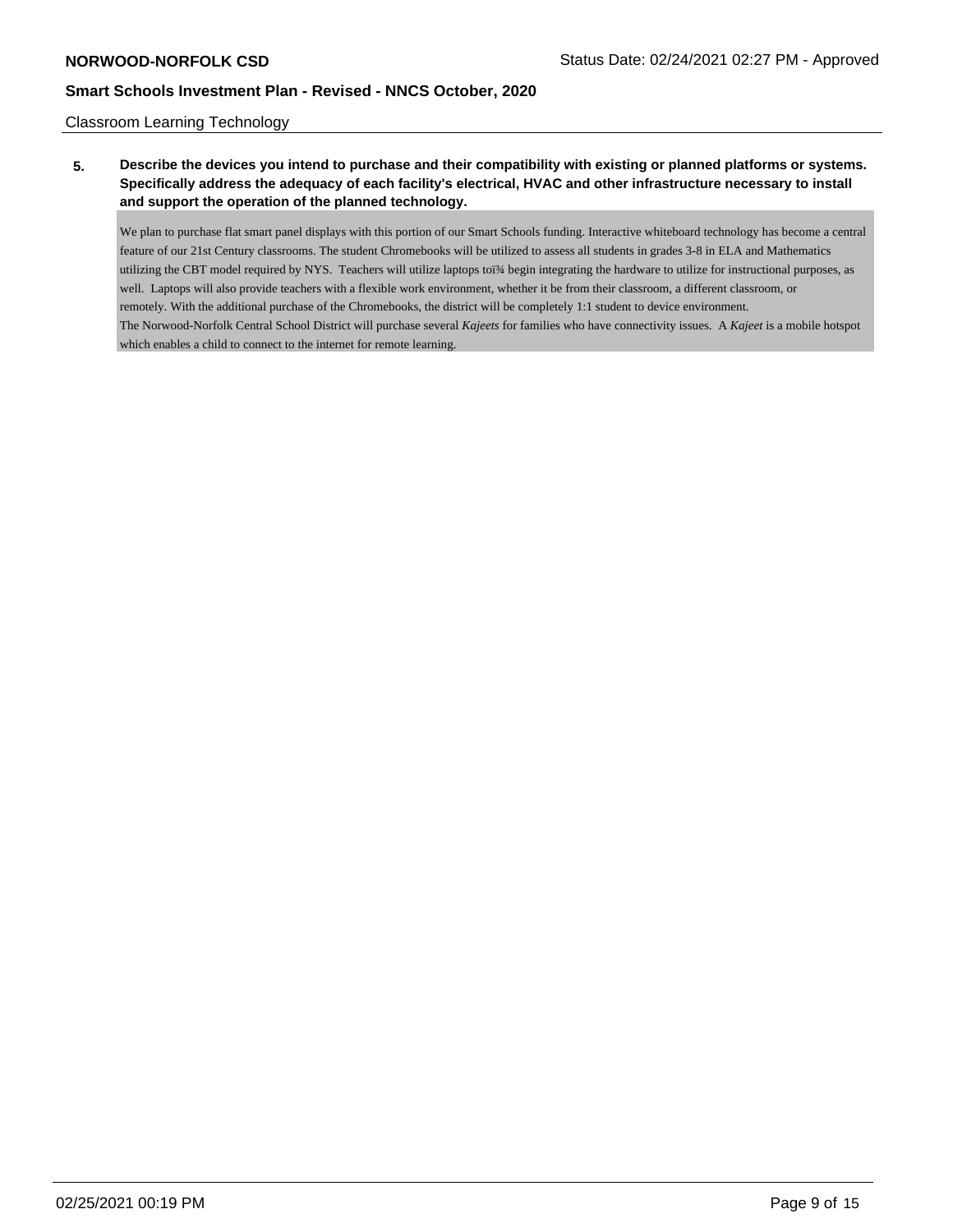Classroom Learning Technology

**5. Describe the devices you intend to purchase and their compatibility with existing or planned platforms or systems. Specifically address the adequacy of each facility's electrical, HVAC and other infrastructure necessary to install and support the operation of the planned technology.**

We plan to purchase flat smart panel displays with this portion of our Smart Schools funding. Interactive whiteboard technology has become a central feature of our 21st Century classrooms. The student Chromebooks will be utilized to assess all students in grades 3-8 in ELA and Mathematics utilizing the CBT model required by NYS. Teachers will utilize laptops toï¾ begin integrating the hardware to utilize for instructional purposes, as well. Laptops will also provide teachers with a flexible work environment, whether it be from their classroom, a different classroom, or remotely. With the additional purchase of the Chromebooks, the district will be completely 1:1 student to device environment.
The Norwood-Norfolk Central School District will purchase several *Kajeets* for families who have connectivity issues. A *Kajeet* is a mobile hotspot which enables a child to connect to the internet for remote learning.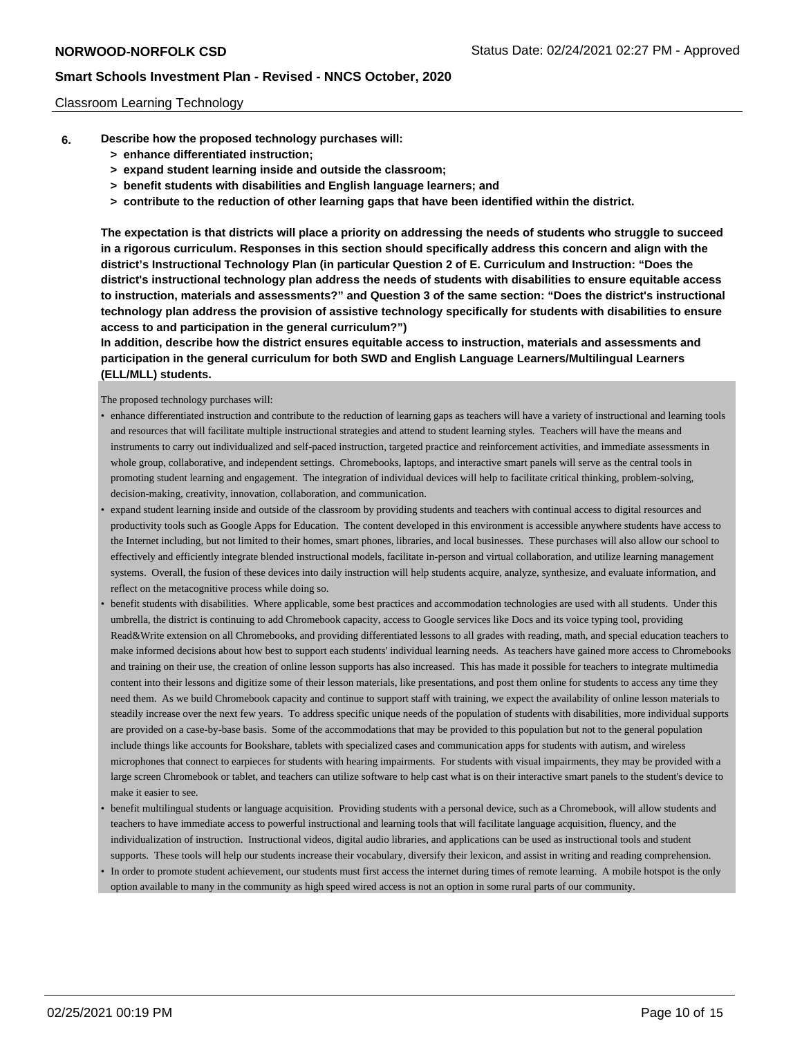Classroom Learning Technology

**6. Describe how the proposed technology purchases will:**
 - **> enhance differentiated instruction;**
 - **> expand student learning inside and outside the classroom;**
 - **> benefit students with disabilities and English language learners; and**
 - **> contribute to the reduction of other learning gaps that have been identified within the district.**

**The expectation is that districts will place a priority on addressing the needs of students who struggle to succeed in a rigorous curriculum. Responses in this section should specifically address this concern and align with the district's Instructional Technology Plan (in particular Question 2 of E. Curriculum and Instruction: "Does the district's instructional technology plan address the needs of students with disabilities to ensure equitable access to instruction, materials and assessments?" and Question 3 of the same section: "Does the district's instructional technology plan address the provision of assistive technology specifically for students with disabilities to ensure access to and participation in the general curriculum?")**

**In addition, describe how the district ensures equitable access to instruction, materials and assessments and participation in the general curriculum for both SWD and English Language Learners/Multilingual Learners (ELL/MLL) students.**

The proposed technology purchases will:

- enhance differentiated instruction and contribute to the reduction of learning gaps as teachers will have a variety of instructional and learning tools and resources that will facilitate multiple instructional strategies and attend to student learning styles. Teachers will have the means and instruments to carry out individualized and self-paced instruction, targeted practice and reinforcement activities, and immediate assessments in whole group, collaborative, and independent settings. Chromebooks, laptops, and interactive smart panels will serve as the central tools in promoting student learning and engagement. The integration of individual devices will help to facilitate critical thinking, problem-solving, decision-making, creativity, innovation, collaboration, and communication.
- expand student learning inside and outside of the classroom by providing students and teachers with continual access to digital resources and productivity tools such as Google Apps for Education. The content developed in this environment is accessible anywhere students have access to the Internet including, but not limited to their homes, smart phones, libraries, and local businesses. These purchases will also allow our school to effectively and efficiently integrate blended instructional models, facilitate in-person and virtual collaboration, and utilize learning management systems. Overall, the fusion of these devices into daily instruction will help students acquire, analyze, synthesize, and evaluate information, and reflect on the metacognitive process while doing so.
- benefit students with disabilities. Where applicable, some best practices and accommodation technologies are used with all students. Under this umbrella, the district is continuing to add Chromebook capacity, access to Google services like Docs and its voice typing tool, providing Read&Write extension on all Chromebooks, and providing differentiated lessons to all grades with reading, math, and special education teachers to make informed decisions about how best to support each students' individual learning needs. As teachers have gained more access to Chromebooks and training on their use, the creation of online lesson supports has also increased. This has made it possible for teachers to integrate multimedia content into their lessons and digitize some of their lesson materials, like presentations, and post them online for students to access any time they need them. As we build Chromebook capacity and continue to support staff with training, we expect the availability of online lesson materials to steadily increase over the next few years. To address specific unique needs of the population of students with disabilities, more individual supports are provided on a case-by-base basis. Some of the accommodations that may be provided to this population but not to the general population include things like accounts for Bookshare, tablets with specialized cases and communication apps for students with autism, and wireless microphones that connect to earpieces for students with hearing impairments. For students with visual impairments, they may be provided with a large screen Chromebook or tablet, and teachers can utilize software to help cast what is on their interactive smart panels to the student's device to make it easier to see.
- benefit multilingual students or language acquisition. Providing students with a personal device, such as a Chromebook, will allow students and teachers to have immediate access to powerful instructional and learning tools that will facilitate language acquisition, fluency, and the individualization of instruction. Instructional videos, digital audio libraries, and applications can be used as instructional tools and student supports. These tools will help our students increase their vocabulary, diversify their lexicon, and assist in writing and reading comprehension.
- In order to promote student achievement, our students must first access the internet during times of remote learning. A mobile hotspot is the only option available to many in the community as high speed wired access is not an option in some rural parts of our community.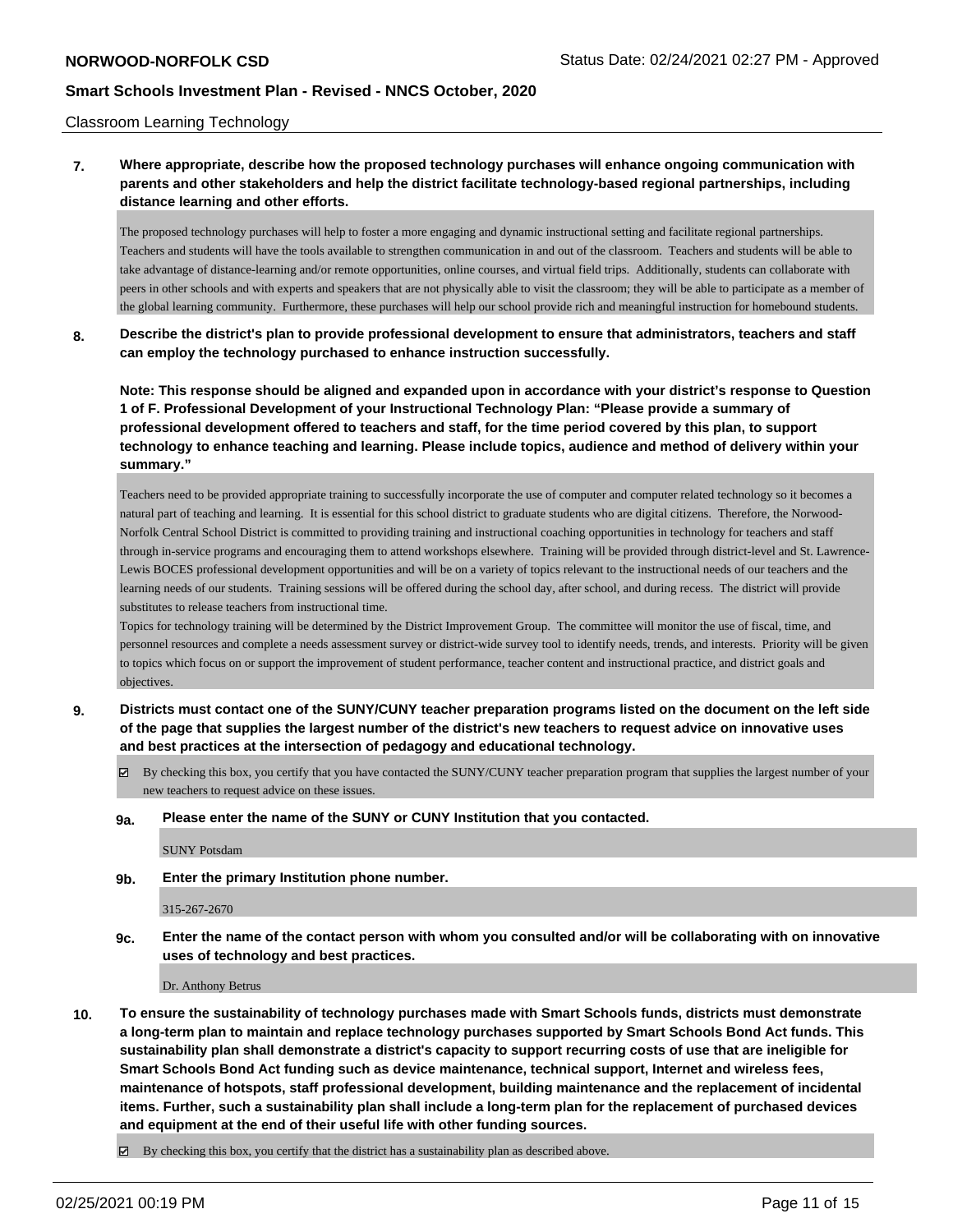Classroom Learning Technology

**7. Where appropriate, describe how the proposed technology purchases will enhance ongoing communication with parents and other stakeholders and help the district facilitate technology-based regional partnerships, including distance learning and other efforts.**

The proposed technology purchases will help to foster a more engaging and dynamic instructional setting and facilitate regional partnerships. Teachers and students will have the tools available to strengthen communication in and out of the classroom. Teachers and students will be able to take advantage of distance-learning and/or remote opportunities, online courses, and virtual field trips. Additionally, students can collaborate with peers in other schools and with experts and speakers that are not physically able to visit the classroom; they will be able to participate as a member of the global learning community. Furthermore, these purchases will help our school provide rich and meaningful instruction for homebound students.

**8. Describe the district's plan to provide professional development to ensure that administrators, teachers and staff can employ the technology purchased to enhance instruction successfully.**

**Note: This response should be aligned and expanded upon in accordance with your district's response to Question 1 of F. Professional Development of your Instructional Technology Plan: "Please provide a summary of professional development offered to teachers and staff, for the time period covered by this plan, to support technology to enhance teaching and learning. Please include topics, audience and method of delivery within your summary."**

Teachers need to be provided appropriate training to successfully incorporate the use of computer and computer related technology so it becomes a natural part of teaching and learning. It is essential for this school district to graduate students who are digital citizens. Therefore, the Norwood-Norfolk Central School District is committed to providing training and instructional coaching opportunities in technology for teachers and staff through in-service programs and encouraging them to attend workshops elsewhere. Training will be provided through district-level and St. Lawrence-Lewis BOCES professional development opportunities and will be on a variety of topics relevant to the instructional needs of our teachers and the learning needs of our students. Training sessions will be offered during the school day, after school, and during recess. The district will provide substitutes to release teachers from instructional time.

Topics for technology training will be determined by the District Improvement Group. The committee will monitor the use of fiscal, time, and personnel resources and complete a needs assessment survey or district-wide survey tool to identify needs, trends, and interests. Priority will be given to topics which focus on or support the improvement of student performance, teacher content and instructional practice, and district goals and objectives.

**9. Districts must contact one of the SUNY/CUNY teacher preparation programs listed on the document on the left side of the page that supplies the largest number of the district's new teachers to request advice on innovative uses and best practices at the intersection of pedagogy and educational technology.**

☑ By checking this box, you certify that you have contacted the SUNY/CUNY teacher preparation program that supplies the largest number of your new teachers to request advice on these issues.

**9a. Please enter the name of the SUNY or CUNY Institution that you contacted.**

SUNY Potsdam

**9b. Enter the primary Institution phone number.**

315-267-2670

**9c. Enter the name of the contact person with whom you consulted and/or will be collaborating with on innovative uses of technology and best practices.**

Dr. Anthony Betrus

**10. To ensure the sustainability of technology purchases made with Smart Schools funds, districts must demonstrate a long-term plan to maintain and replace technology purchases supported by Smart Schools Bond Act funds. This sustainability plan shall demonstrate a district's capacity to support recurring costs of use that are ineligible for Smart Schools Bond Act funding such as device maintenance, technical support, Internet and wireless fees, maintenance of hotspots, staff professional development, building maintenance and the replacement of incidental items. Further, such a sustainability plan shall include a long-term plan for the replacement of purchased devices and equipment at the end of their useful life with other funding sources.**

☑ By checking this box, you certify that the district has a sustainability plan as described above.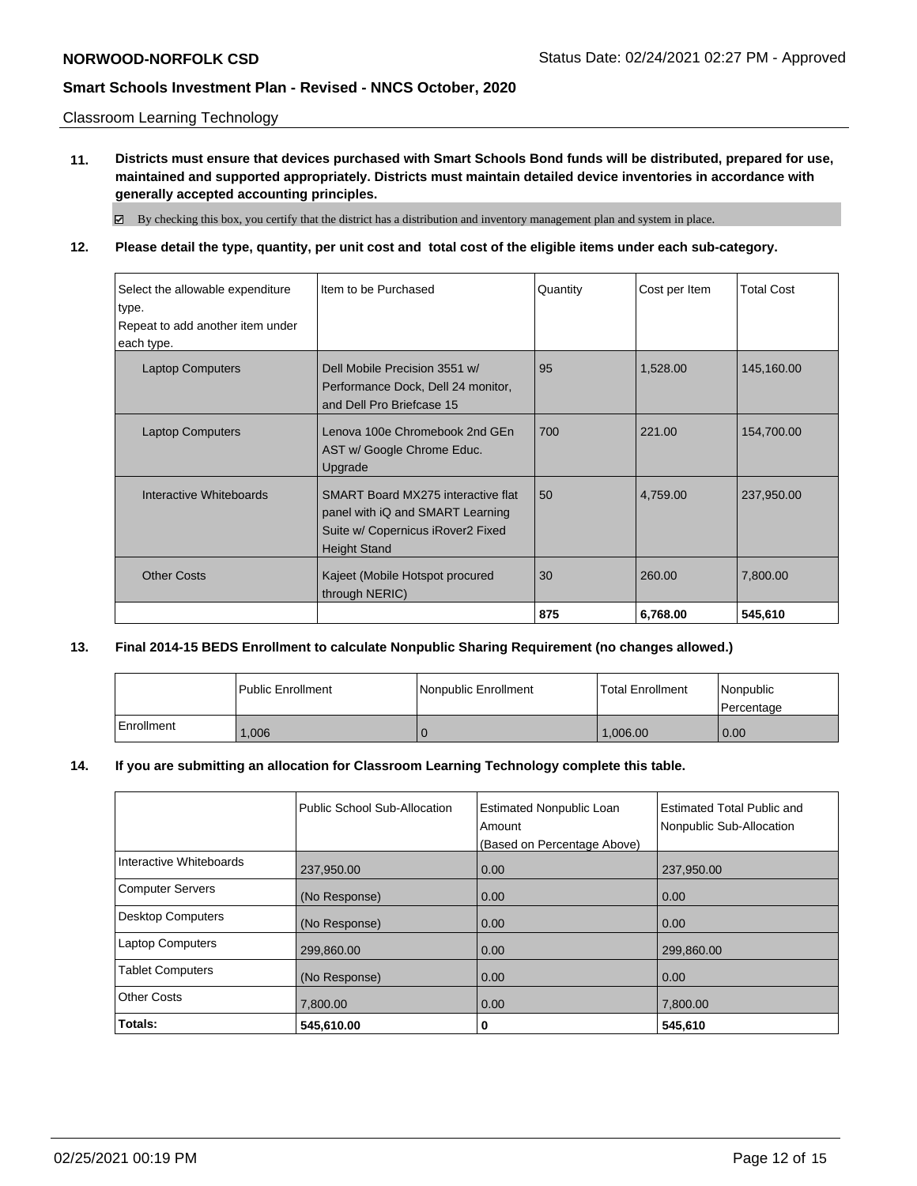Classroom Learning Technology

**11. Districts must ensure that devices purchased with Smart Schools Bond funds will be distributed, prepared for use, maintained and supported appropriately. Districts must maintain detailed device inventories in accordance with generally accepted accounting principles.**

☑ By checking this box, you certify that the district has a distribution and inventory management plan and system in place.

**12. Please detail the type, quantity, per unit cost and total cost of the eligible items under each sub-category.**

| Select the allowable expenditure type. Repeat to add another item under each type. | Item to be Purchased | Quantity | Cost per Item | Total Cost |
|---|---|---|---|---|
| Laptop Computers | Dell Mobile Precision 3551 w/ Performance Dock, Dell 24 monitor, and Dell Pro Briefcase 15 | 95 | 1,528.00 | 145,160.00 |
| Laptop Computers | Lenova 100e Chromebook 2nd GEn AST w/ Google Chrome Educ. Upgrade | 700 | 221.00 | 154,700.00 |
| Interactive Whiteboards | SMART Board MX275 interactive flat panel with iQ and SMART Learning Suite w/ Copernicus iRover2 Fixed Height Stand | 50 | 4,759.00 | 237,950.00 |
| Other Costs | Kajeet (Mobile Hotspot procured through NERIC) | 30 | 260.00 | 7,800.00 |
| | | **875** | **6,768.00** | **545,610** |

**13. Final 2014-15 BEDS Enrollment to calculate Nonpublic Sharing Requirement (no changes allowed.)**

| | Public Enrollment | Nonpublic Enrollment | Total Enrollment | Nonpublic Percentage |
|---|---|---|---|---|
| Enrollment | 1,006 | 0 | 1,006.00 | 0.00 |

**14. If you are submitting an allocation for Classroom Learning Technology complete this table.**

| | Public School Sub-Allocation | Estimated Nonpublic Loan Amount (Based on Percentage Above) | Estimated Total Public and Nonpublic Sub-Allocation |
|---|---|---|---|
| Interactive Whiteboards | 237,950.00 | 0.00 | 237,950.00 |
| Computer Servers | (No Response) | 0.00 | 0.00 |
| Desktop Computers | (No Response) | 0.00 | 0.00 |
| Laptop Computers | 299,860.00 | 0.00 | 299,860.00 |
| Tablet Computers | (No Response) | 0.00 | 0.00 |
| Other Costs | 7,800.00 | 0.00 | 7,800.00 |
| **Totals:** | **545,610.00** | **0** | **545,610** |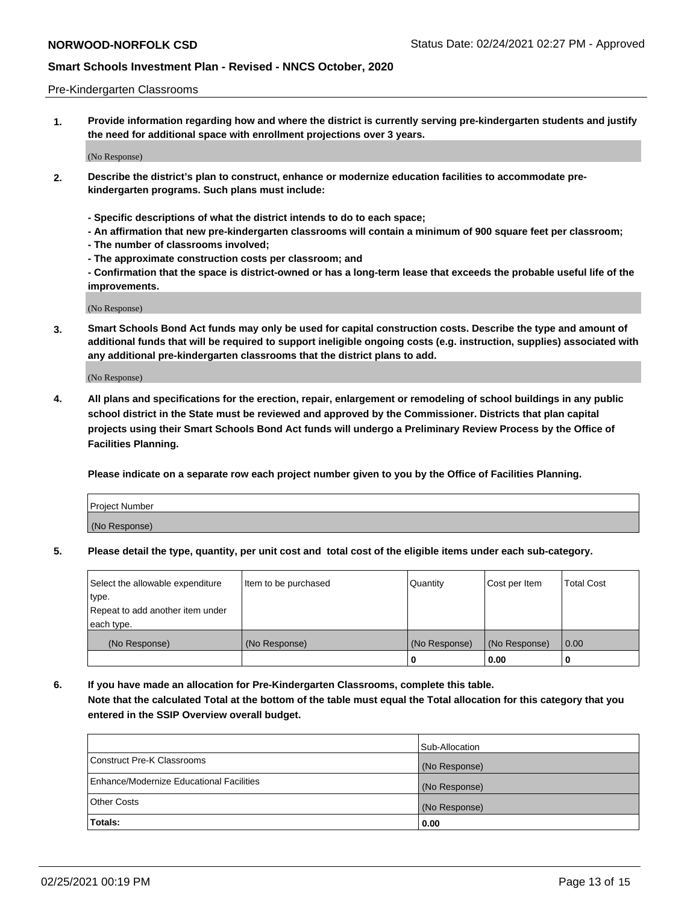Pre-Kindergarten Classrooms

**1. Provide information regarding how and where the district is currently serving pre-kindergarten students and justify the need for additional space with enrollment projections over 3 years.**

(No Response)

**2. Describe the district's plan to construct, enhance or modernize education facilities to accommodate pre-kindergarten programs. Such plans must include:**

**- Specific descriptions of what the district intends to do to each space;**
**- An affirmation that new pre-kindergarten classrooms will contain a minimum of 900 square feet per classroom;**
**- The number of classrooms involved;**
**- The approximate construction costs per classroom; and**
**- Confirmation that the space is district-owned or has a long-term lease that exceeds the probable useful life of the improvements.**

(No Response)

**3. Smart Schools Bond Act funds may only be used for capital construction costs. Describe the type and amount of additional funds that will be required to support ineligible ongoing costs (e.g. instruction, supplies) associated with any additional pre-kindergarten classrooms that the district plans to add.**

(No Response)

**4. All plans and specifications for the erection, repair, enlargement or remodeling of school buildings in any public school district in the State must be reviewed and approved by the Commissioner. Districts that plan capital projects using their Smart Schools Bond Act funds will undergo a Preliminary Review Process by the Office of Facilities Planning.**

**Please indicate on a separate row each project number given to you by the Office of Facilities Planning.**

| Project Number |
|---|
| (No Response) |

**5. Please detail the type, quantity, per unit cost and total cost of the eligible items under each sub-category.**

| Select the allowable expenditure type. Repeat to add another item under each type. | Item to be purchased | Quantity | Cost per Item | Total Cost |
|---|---|---|---|---|
| (No Response) | (No Response) | (No Response) | (No Response) | 0.00 |
| | | **0** | **0.00** | **0** |

**6. If you have made an allocation for Pre-Kindergarten Classrooms, complete this table. Note that the calculated Total at the bottom of the table must equal the Total allocation for this category that you entered in the SSIP Overview overall budget.**

| | Sub-Allocation |
|---|---|
| Construct Pre-K Classrooms | (No Response) |
| Enhance/Modernize Educational Facilities | (No Response) |
| Other Costs | (No Response) |
| **Totals:** | **0.00** |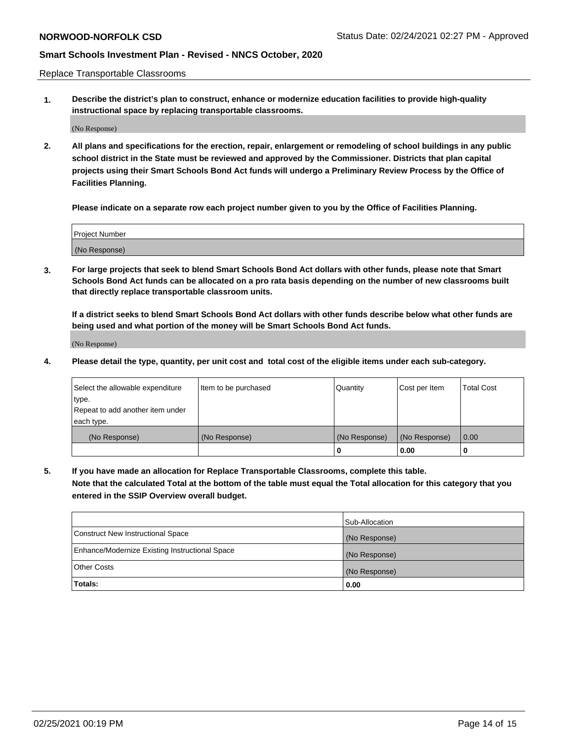Replace Transportable Classrooms

1. **Describe the district's plan to construct, enhance or modernize education facilities to provide high-quality instructional space by replacing transportable classrooms.**

(No Response)

2. **All plans and specifications for the erection, repair, enlargement or remodeling of school buildings in any public school district in the State must be reviewed and approved by the Commissioner. Districts that plan capital projects using their Smart Schools Bond Act funds will undergo a Preliminary Review Process by the Office of Facilities Planning.**

**Please indicate on a separate row each project number given to you by the Office of Facilities Planning.**

| Project Number |
|---|
| (No Response) |

3. **For large projects that seek to blend Smart Schools Bond Act dollars with other funds, please note that Smart Schools Bond Act funds can be allocated on a pro rata basis depending on the number of new classrooms built that directly replace transportable classroom units.**

**If a district seeks to blend Smart Schools Bond Act dollars with other funds describe below what other funds are being used and what portion of the money will be Smart Schools Bond Act funds.**

(No Response)

4. **Please detail the type, quantity, per unit cost and total cost of the eligible items under each sub-category.**

| Select the allowable expenditure type. Repeat to add another item under each type. | Item to be purchased | Quantity | Cost per Item | Total Cost |
|---|---|---|---|---|
| (No Response) | (No Response) | (No Response) | (No Response) | 0.00 |
| | | 0 | 0.00 | 0 |

5. **If you have made an allocation for Replace Transportable Classrooms, complete this table. Note that the calculated Total at the bottom of the table must equal the Total allocation for this category that you entered in the SSIP Overview overall budget.**

| | Sub-Allocation |
|---|---|
| Construct New Instructional Space | (No Response) |
| Enhance/Modernize Existing Instructional Space | (No Response) |
| Other Costs | (No Response) |
| **Totals:** | **0.00** |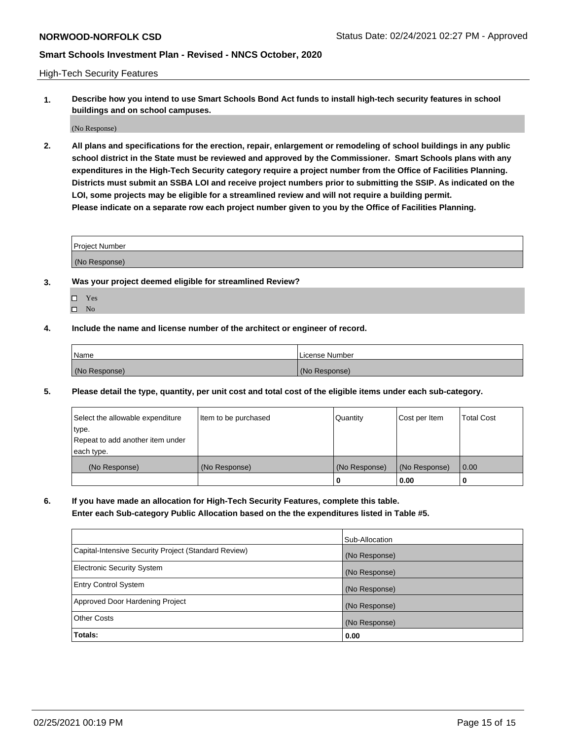High-Tech Security Features

**1. Describe how you intend to use Smart Schools Bond Act funds to install high-tech security features in school buildings and on school campuses.**

(No Response)

**2. All plans and specifications for the erection, repair, enlargement or remodeling of school buildings in any public school district in the State must be reviewed and approved by the Commissioner. Smart Schools plans with any expenditures in the High-Tech Security category require a project number from the Office of Facilities Planning. Districts must submit an SSBA LOI and receive project numbers prior to submitting the SSIP. As indicated on the LOI, some projects may be eligible for a streamlined review and will not require a building permit.**
**Please indicate on a separate row each project number given to you by the Office of Facilities Planning.**

| Project Number |
|---|
| (No Response) |

**3. Was your project deemed eligible for streamlined Review?**

- ☐ Yes
- ☐ No

**4. Include the name and license number of the architect or engineer of record.**

| Name | License Number |
|---|---|
| (No Response) | (No Response) |

**5. Please detail the type, quantity, per unit cost and total cost of the eligible items under each sub-category.**

| Select the allowable expenditure type. Repeat to add another item under each type. | Item to be purchased | Quantity | Cost per Item | Total Cost |
|---|---|---|---|---|
| (No Response) | (No Response) | (No Response) | (No Response) | 0.00 |
| | | 0 | 0.00 | 0 |

**6. If you have made an allocation for High-Tech Security Features, complete this table.**
**Enter each Sub-category Public Allocation based on the the expenditures listed in Table #5.**

| | Sub-Allocation |
|---|---|
| Capital-Intensive Security Project (Standard Review) | (No Response) |
| Electronic Security System | (No Response) |
| Entry Control System | (No Response) |
| Approved Door Hardening Project | (No Response) |
| Other Costs | (No Response) |
| **Totals:** | **0.00** |